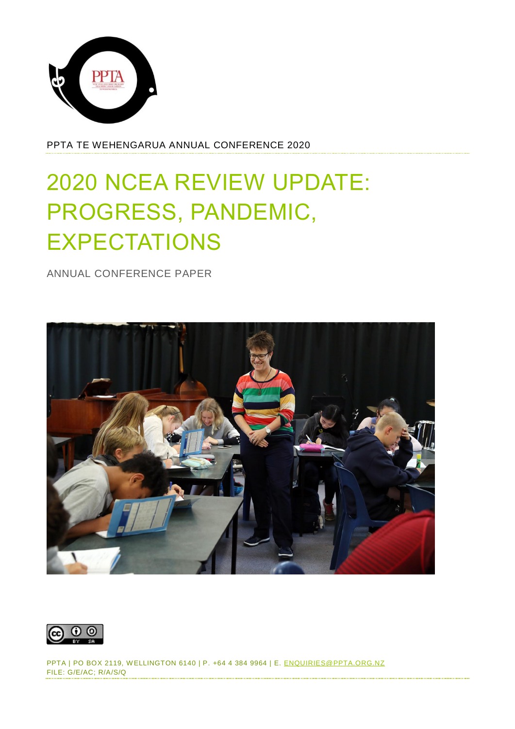PPTA TE WEHENGARUA ANNUAL CONFERENCE 2020

# 2020 NCEA REVIEW UPDATE: PROGRESS, PANDEMIC, EXPECTATIONS

ANNUAL CONFERENCE PAPER

PPTA | PO BOX 2119, WELLINGTON 6140 | P. +64 4 384 9964 | E. ENQUIRIES@PPTA.ORG.NZ
FILE: G/E/AC; R/A/S/Q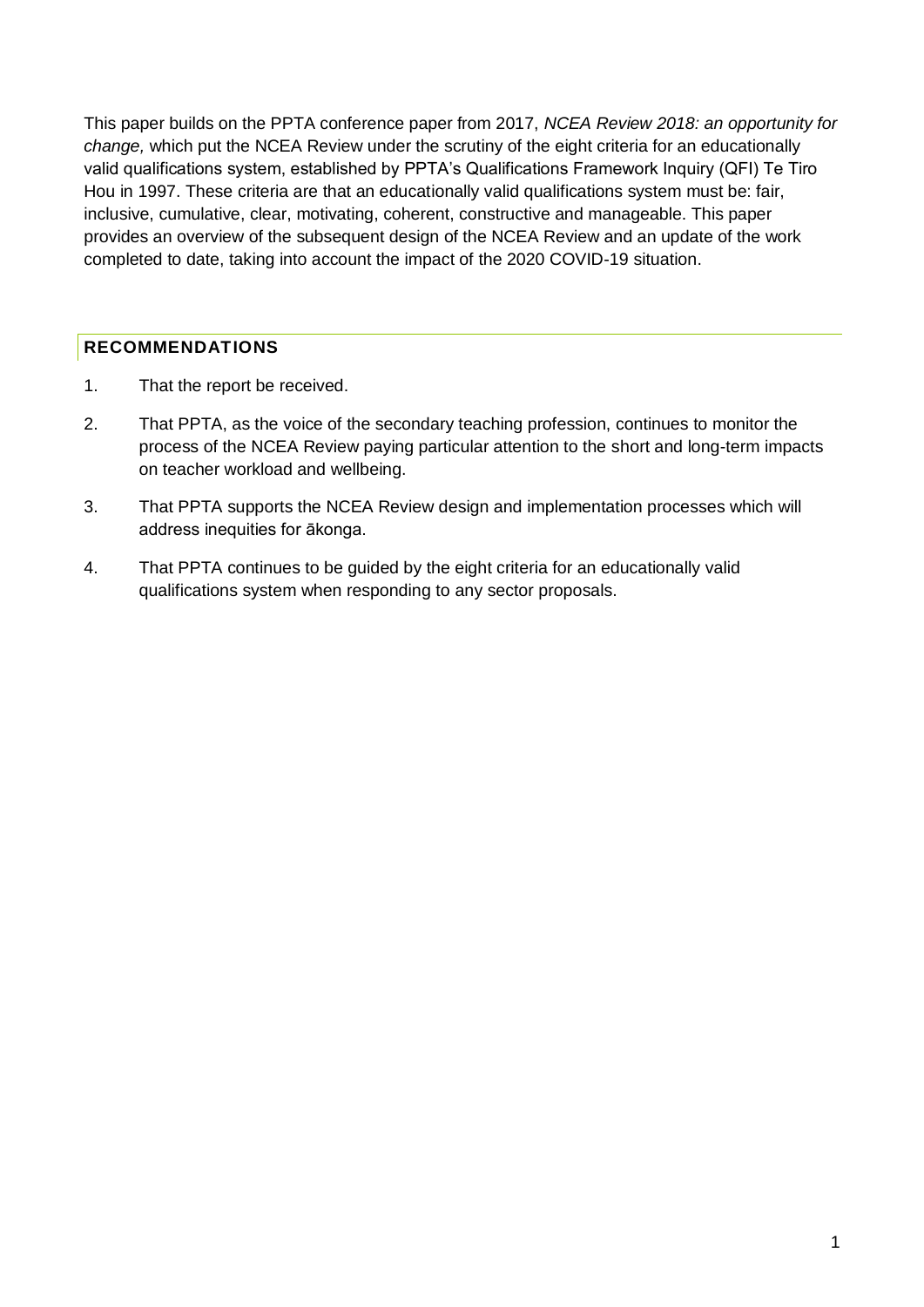This paper builds on the PPTA conference paper from 2017, *NCEA Review 2018: an opportunity for change,* which put the NCEA Review under the scrutiny of the eight criteria for an educationally valid qualifications system, established by PPTA's Qualifications Framework Inquiry (QFI) Te Tiro Hou in 1997. These criteria are that an educationally valid qualifications system must be: fair, inclusive, cumulative, clear, motivating, coherent, constructive and manageable. This paper provides an overview of the subsequent design of the NCEA Review and an update of the work completed to date, taking into account the impact of the 2020 COVID-19 situation.

## RECOMMENDATIONS

1. That the report be received.
2. That PPTA, as the voice of the secondary teaching profession, continues to monitor the process of the NCEA Review paying particular attention to the short and long-term impacts on teacher workload and wellbeing.
3. That PPTA supports the NCEA Review design and implementation processes which will address inequities for ākonga.
4. That PPTA continues to be guided by the eight criteria for an educationally valid qualifications system when responding to any sector proposals.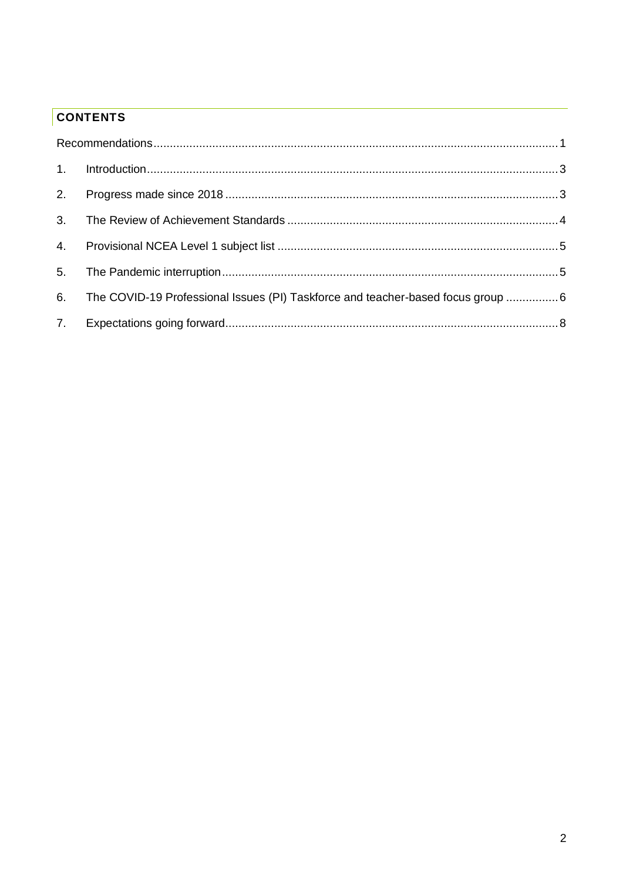## CONTENTS

| | | |
|---|---|---|
| Recommendations | | 1 |
| 1. | Introduction | 3 |
| 2. | Progress made since 2018 | 3 |
| 3. | The Review of Achievement Standards | 4 |
| 4. | Provisional NCEA Level 1 subject list | 5 |
| 5. | The Pandemic interruption | 5 |
| 6. | The COVID-19 Professional Issues (PI) Taskforce and teacher-based focus group | 6 |
| 7. | Expectations going forward | 8 |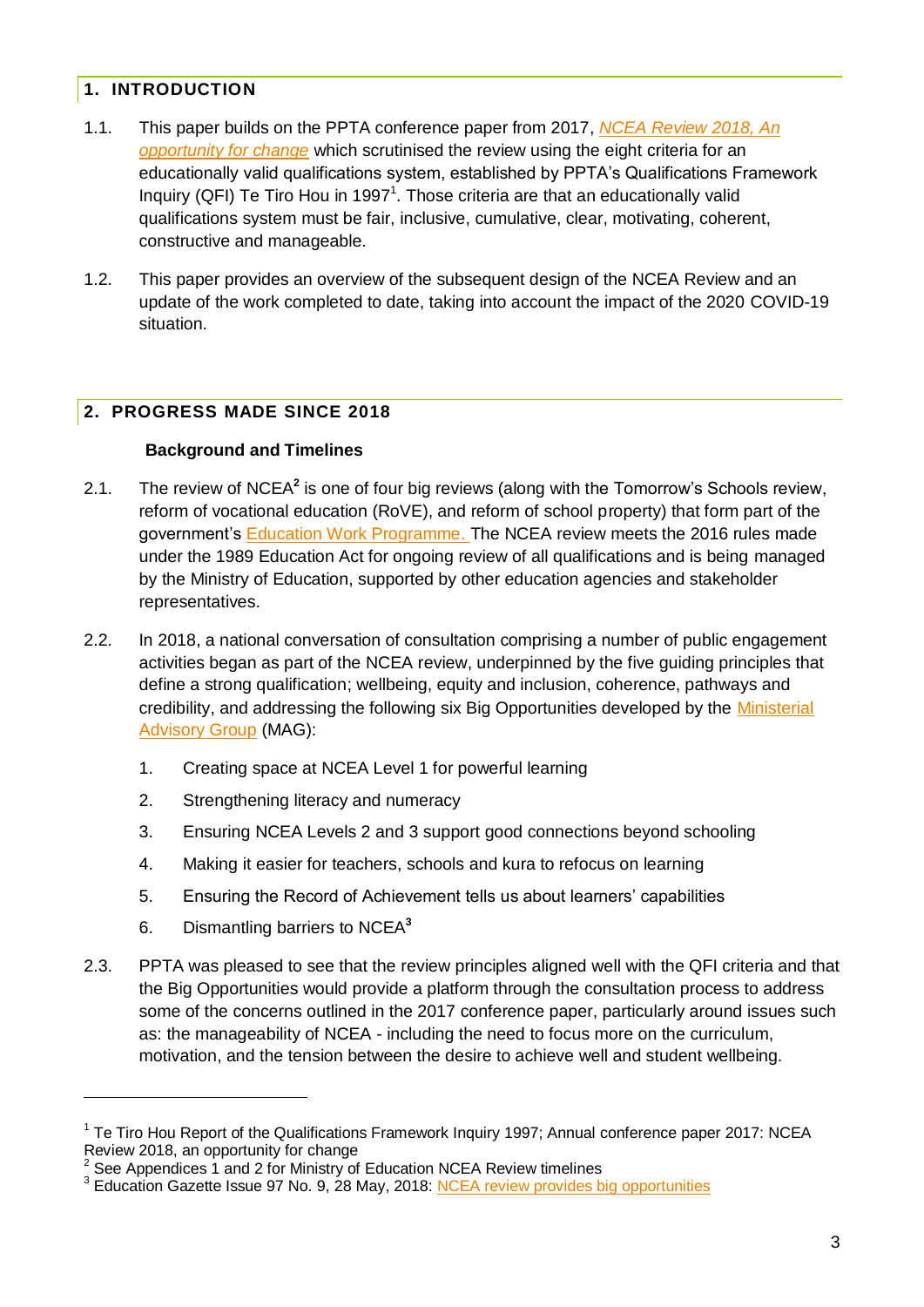## 1. INTRODUCTION

1.1. This paper builds on the PPTA conference paper from 2017, *NCEA Review 2018, An opportunity for change* which scrutinised the review using the eight criteria for an educationally valid qualifications system, established by PPTA's Qualifications Framework Inquiry (QFI) Te Tiro Hou in 1997[1]. Those criteria are that an educationally valid qualifications system must be fair, inclusive, cumulative, clear, motivating, coherent, constructive and manageable.

1.2. This paper provides an overview of the subsequent design of the NCEA Review and an update of the work completed to date, taking into account the impact of the 2020 COVID-19 situation.

## 2. PROGRESS MADE SINCE 2018

### Background and Timelines

2.1. The review of NCEA[2] is one of four big reviews (along with the Tomorrow's Schools review, reform of vocational education (RoVE), and reform of school property) that form part of the government's Education Work Programme. The NCEA review meets the 2016 rules made under the 1989 Education Act for ongoing review of all qualifications and is being managed by the Ministry of Education, supported by other education agencies and stakeholder representatives.

2.2. In 2018, a national conversation of consultation comprising a number of public engagement activities began as part of the NCEA review, underpinned by the five guiding principles that define a strong qualification; wellbeing, equity and inclusion, coherence, pathways and credibility, and addressing the following six Big Opportunities developed by the Ministerial Advisory Group (MAG):

1. Creating space at NCEA Level 1 for powerful learning
2. Strengthening literacy and numeracy
3. Ensuring NCEA Levels 2 and 3 support good connections beyond schooling
4. Making it easier for teachers, schools and kura to refocus on learning
5. Ensuring the Record of Achievement tells us about learners' capabilities
6. Dismantling barriers to NCEA[3]

2.3. PPTA was pleased to see that the review principles aligned well with the QFI criteria and that the Big Opportunities would provide a platform through the consultation process to address some of the concerns outlined in the 2017 conference paper, particularly around issues such as: the manageability of NCEA - including the need to focus more on the curriculum, motivation, and the tension between the desire to achieve well and student wellbeing.

---

[1] Te Tiro Hou Report of the Qualifications Framework Inquiry 1997; Annual conference paper 2017: NCEA Review 2018, an opportunity for change

[2] See Appendices 1 and 2 for Ministry of Education NCEA Review timelines

[3] Education Gazette Issue 97 No. 9, 28 May, 2018: NCEA review provides big opportunities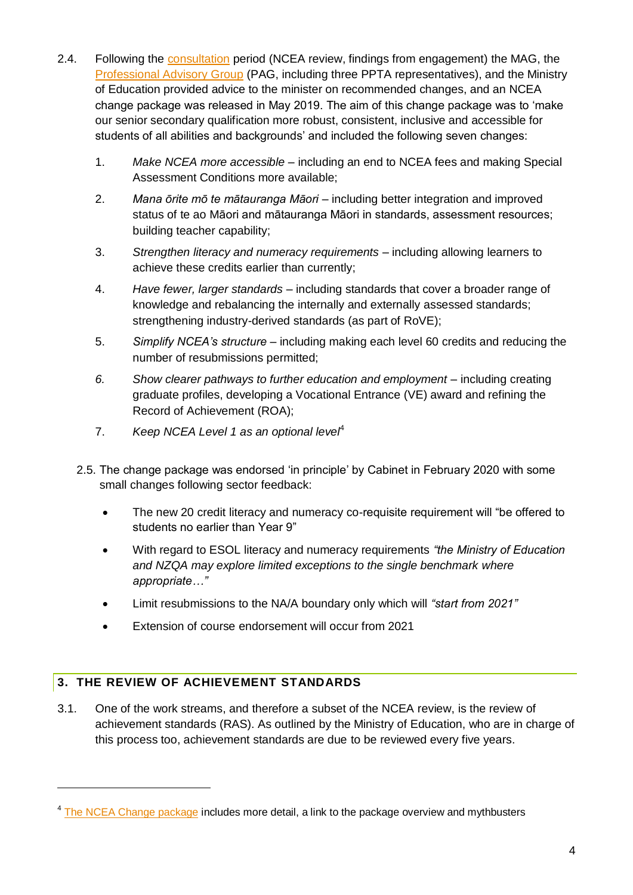2.4. Following the consultation period (NCEA review, findings from engagement) the MAG, the Professional Advisory Group (PAG, including three PPTA representatives), and the Ministry of Education provided advice to the minister on recommended changes, and an NCEA change package was released in May 2019. The aim of this change package was to 'make our senior secondary qualification more robust, consistent, inclusive and accessible for students of all abilities and backgrounds' and included the following seven changes:

1. *Make NCEA more accessible* – including an end to NCEA fees and making Special Assessment Conditions more available;
2. *Mana ōrite mō te mātauranga Māori* – including better integration and improved status of te ao Māori and mātauranga Māori in standards, assessment resources; building teacher capability;
3. *Strengthen literacy and numeracy requirements* – including allowing learners to achieve these credits earlier than currently;
4. *Have fewer, larger standards* – including standards that cover a broader range of knowledge and rebalancing the internally and externally assessed standards; strengthening industry-derived standards (as part of RoVE);
5. *Simplify NCEA's structure* – including making each level 60 credits and reducing the number of resubmissions permitted;
6. *Show clearer pathways to further education and employment* – including creating graduate profiles, developing a Vocational Entrance (VE) award and refining the Record of Achievement (ROA);
7. *Keep NCEA Level 1 as an optional level*[4]

2.5. The change package was endorsed 'in principle' by Cabinet in February 2020 with some small changes following sector feedback:

- The new 20 credit literacy and numeracy co-requisite requirement will "be offered to students no earlier than Year 9"
- With regard to ESOL literacy and numeracy requirements *"the Ministry of Education and NZQA may explore limited exceptions to the single benchmark where appropriate…"*
- Limit resubmissions to the NA/A boundary only which will *"start from 2021"*
- Extension of course endorsement will occur from 2021

## 3. THE REVIEW OF ACHIEVEMENT STANDARDS

3.1. One of the work streams, and therefore a subset of the NCEA review, is the review of achievement standards (RAS). As outlined by the Ministry of Education, who are in charge of this process too, achievement standards are due to be reviewed every five years.

[4] The NCEA Change package includes more detail, a link to the package overview and mythbusters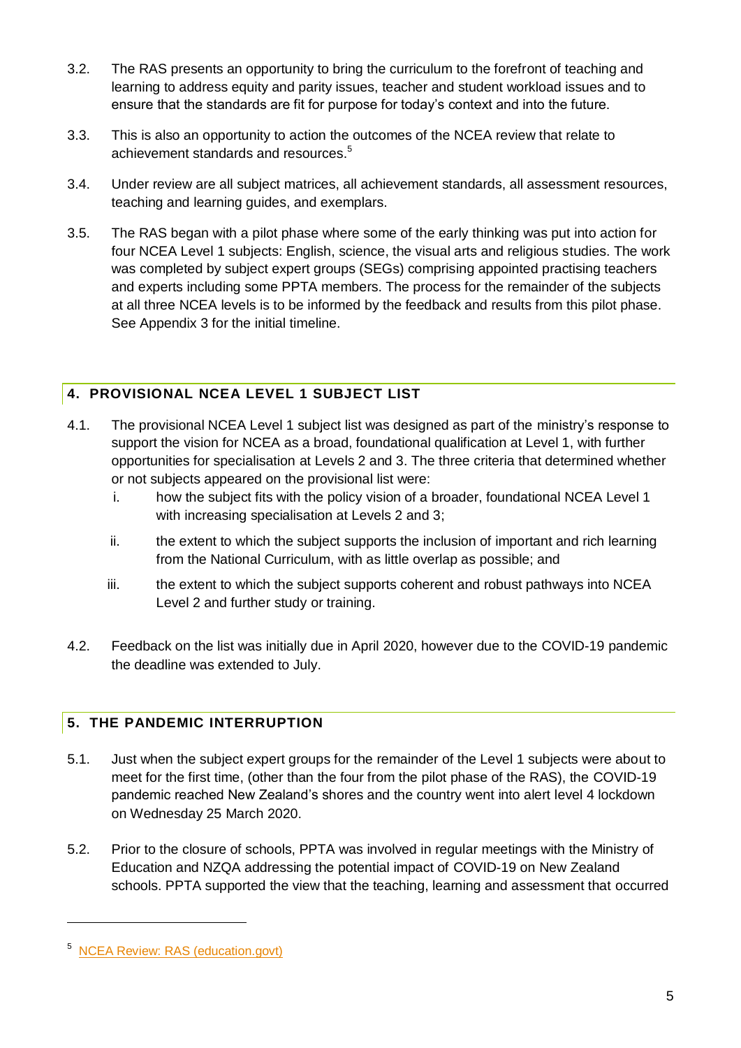3.2. The RAS presents an opportunity to bring the curriculum to the forefront of teaching and learning to address equity and parity issues, teacher and student workload issues and to ensure that the standards are fit for purpose for today's context and into the future.

3.3. This is also an opportunity to action the outcomes of the NCEA review that relate to achievement standards and resources.[5]

3.4. Under review are all subject matrices, all achievement standards, all assessment resources, teaching and learning guides, and exemplars.

3.5. The RAS began with a pilot phase where some of the early thinking was put into action for four NCEA Level 1 subjects: English, science, the visual arts and religious studies. The work was completed by subject expert groups (SEGs) comprising appointed practising teachers and experts including some PPTA members. The process for the remainder of the subjects at all three NCEA levels is to be informed by the feedback and results from this pilot phase. See Appendix 3 for the initial timeline.

## 4. PROVISIONAL NCEA LEVEL 1 SUBJECT LIST

4.1. The provisional NCEA Level 1 subject list was designed as part of the ministry's response to support the vision for NCEA as a broad, foundational qualification at Level 1, with further opportunities for specialisation at Levels 2 and 3. The three criteria that determined whether or not subjects appeared on the provisional list were:

   i. how the subject fits with the policy vision of a broader, foundational NCEA Level 1 with increasing specialisation at Levels 2 and 3;

   ii. the extent to which the subject supports the inclusion of important and rich learning from the National Curriculum, with as little overlap as possible; and

   iii. the extent to which the subject supports coherent and robust pathways into NCEA Level 2 and further study or training.

4.2. Feedback on the list was initially due in April 2020, however due to the COVID-19 pandemic the deadline was extended to July.

## 5. THE PANDEMIC INTERRUPTION

5.1. Just when the subject expert groups for the remainder of the Level 1 subjects were about to meet for the first time, (other than the four from the pilot phase of the RAS), the COVID-19 pandemic reached New Zealand's shores and the country went into alert level 4 lockdown on Wednesday 25 March 2020.

5.2. Prior to the closure of schools, PPTA was involved in regular meetings with the Ministry of Education and NZQA addressing the potential impact of COVID-19 on New Zealand schools. PPTA supported the view that the teaching, learning and assessment that occurred

---

[5] NCEA Review: RAS (education.govt)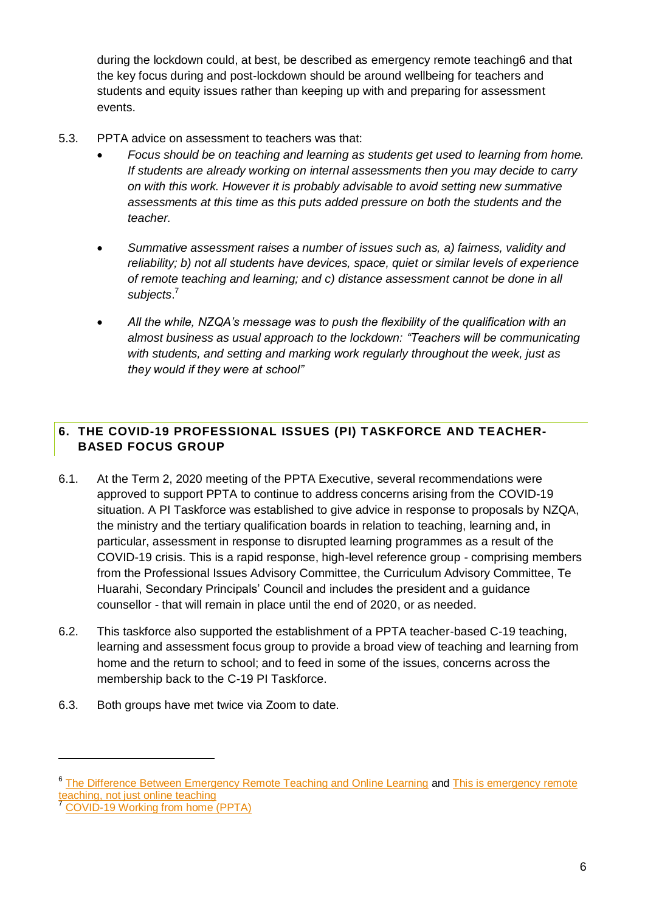during the lockdown could, at best, be described as emergency remote teaching[6] and that the key focus during and post-lockdown should be around wellbeing for teachers and students and equity issues rather than keeping up with and preparing for assessment events.

5.3. PPTA advice on assessment to teachers was that:

- *Focus should be on teaching and learning as students get used to learning from home. If students are already working on internal assessments then you may decide to carry on with this work. However it is probably advisable to avoid setting new summative assessments at this time as this puts added pressure on both the students and the teacher.*

- *Summative assessment raises a number of issues such as, a) fairness, validity and reliability; b) not all students have devices, space, quiet or similar levels of experience of remote teaching and learning; and c) distance assessment cannot be done in all subjects*.[7]

- *All the while, NZQA's message was to push the flexibility of the qualification with an almost business as usual approach to the lockdown: "Teachers will be communicating with students, and setting and marking work regularly throughout the week, just as they would if they were at school"*

## 6. THE COVID-19 PROFESSIONAL ISSUES (PI) TASKFORCE AND TEACHER-BASED FOCUS GROUP

6.1. At the Term 2, 2020 meeting of the PPTA Executive, several recommendations were approved to support PPTA to continue to address concerns arising from the COVID-19 situation. A PI Taskforce was established to give advice in response to proposals by NZQA, the ministry and the tertiary qualification boards in relation to teaching, learning and, in particular, assessment in response to disrupted learning programmes as a result of the COVID-19 crisis. This is a rapid response, high-level reference group - comprising members from the Professional Issues Advisory Committee, the Curriculum Advisory Committee, Te Huarahi, Secondary Principals' Council and includes the president and a guidance counsellor - that will remain in place until the end of 2020, or as needed.

6.2. This taskforce also supported the establishment of a PPTA teacher-based C-19 teaching, learning and assessment focus group to provide a broad view of teaching and learning from home and the return to school; and to feed in some of the issues, concerns across the membership back to the C-19 PI Taskforce.

6.3. Both groups have met twice via Zoom to date.

---

[6] The Difference Between Emergency Remote Teaching and Online Learning and This is emergency remote teaching, not just online teaching

[7] COVID-19 Working from home (PPTA)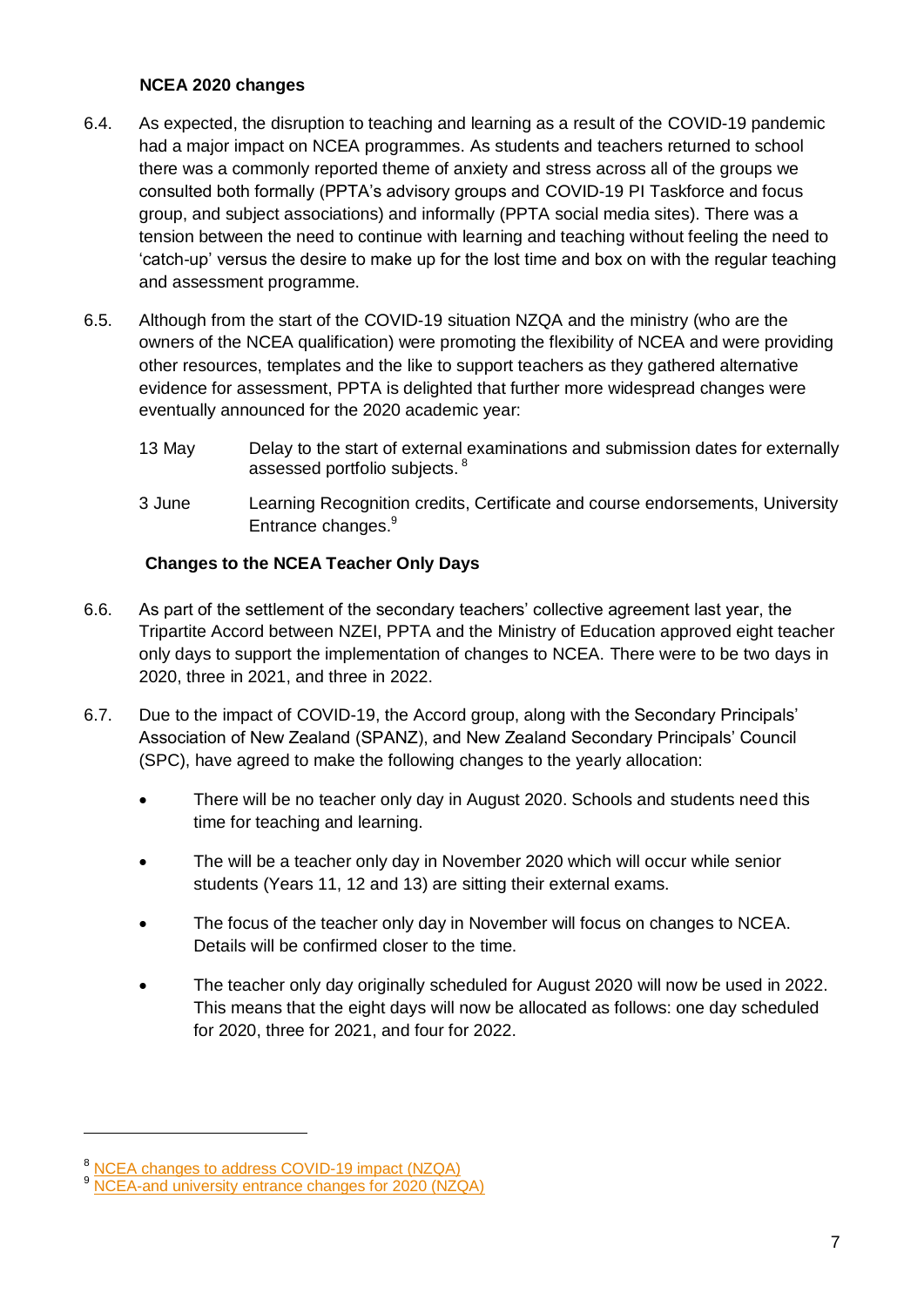### NCEA 2020 changes

6.4. As expected, the disruption to teaching and learning as a result of the COVID-19 pandemic had a major impact on NCEA programmes. As students and teachers returned to school there was a commonly reported theme of anxiety and stress across all of the groups we consulted both formally (PPTA's advisory groups and COVID-19 PI Taskforce and focus group, and subject associations) and informally (PPTA social media sites). There was a tension between the need to continue with learning and teaching without feeling the need to 'catch-up' versus the desire to make up for the lost time and box on with the regular teaching and assessment programme.

6.5. Although from the start of the COVID-19 situation NZQA and the ministry (who are the owners of the NCEA qualification) were promoting the flexibility of NCEA and were providing other resources, templates and the like to support teachers as they gathered alternative evidence for assessment, PPTA is delighted that further more widespread changes were eventually announced for the 2020 academic year:

| | |
|---|---|
| 13 May | Delay to the start of external examinations and submission dates for externally assessed portfolio subjects. [8] |
| 3 June | Learning Recognition credits, Certificate and course endorsements, University Entrance changes.[9] |

### Changes to the NCEA Teacher Only Days

6.6. As part of the settlement of the secondary teachers' collective agreement last year, the Tripartite Accord between NZEI, PPTA and the Ministry of Education approved eight teacher only days to support the implementation of changes to NCEA. There were to be two days in 2020, three in 2021, and three in 2022.

6.7. Due to the impact of COVID-19, the Accord group, along with the Secondary Principals' Association of New Zealand (SPANZ), and New Zealand Secondary Principals' Council (SPC), have agreed to make the following changes to the yearly allocation:

- There will be no teacher only day in August 2020. Schools and students need this time for teaching and learning.
- The will be a teacher only day in November 2020 which will occur while senior students (Years 11, 12 and 13) are sitting their external exams.
- The focus of the teacher only day in November will focus on changes to NCEA. Details will be confirmed closer to the time.
- The teacher only day originally scheduled for August 2020 will now be used in 2022. This means that the eight days will now be allocated as follows: one day scheduled for 2020, three for 2021, and four for 2022.

---

[8] NCEA changes to address COVID-19 impact (NZQA)

[9] NCEA-and university entrance changes for 2020 (NZQA)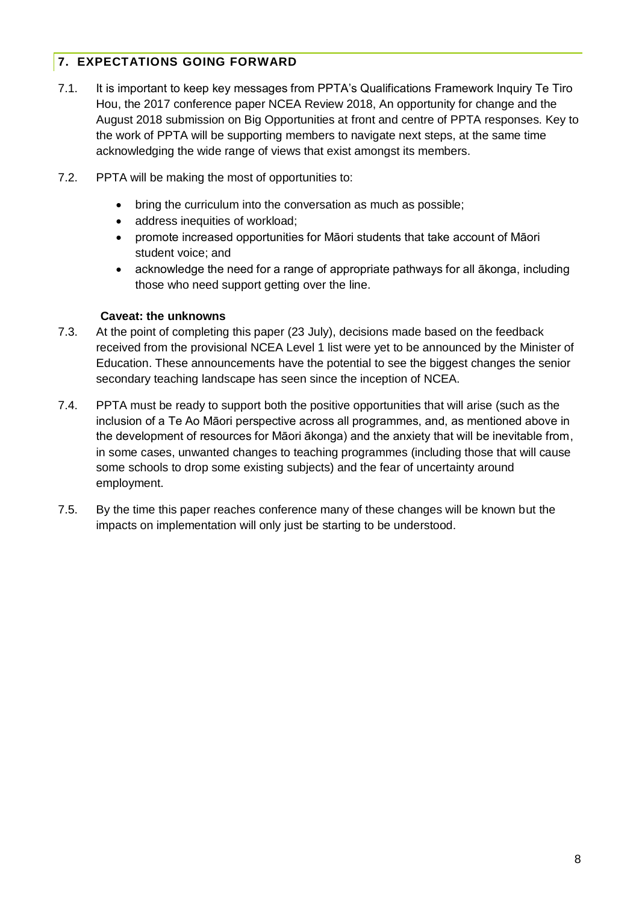## 7. EXPECTATIONS GOING FORWARD

7.1. It is important to keep key messages from PPTA's Qualifications Framework Inquiry Te Tiro Hou, the 2017 conference paper NCEA Review 2018, An opportunity for change and the August 2018 submission on Big Opportunities at front and centre of PPTA responses. Key to the work of PPTA will be supporting members to navigate next steps, at the same time acknowledging the wide range of views that exist amongst its members.

7.2. PPTA will be making the most of opportunities to:

- bring the curriculum into the conversation as much as possible;
- address inequities of workload;
- promote increased opportunities for Māori students that take account of Māori student voice; and
- acknowledge the need for a range of appropriate pathways for all ākonga, including those who need support getting over the line.

**Caveat: the unknowns**

7.3. At the point of completing this paper (23 July), decisions made based on the feedback received from the provisional NCEA Level 1 list were yet to be announced by the Minister of Education. These announcements have the potential to see the biggest changes the senior secondary teaching landscape has seen since the inception of NCEA.

7.4. PPTA must be ready to support both the positive opportunities that will arise (such as the inclusion of a Te Ao Māori perspective across all programmes, and, as mentioned above in the development of resources for Māori ākonga) and the anxiety that will be inevitable from, in some cases, unwanted changes to teaching programmes (including those that will cause some schools to drop some existing subjects) and the fear of uncertainty around employment.

7.5. By the time this paper reaches conference many of these changes will be known but the impacts on implementation will only just be starting to be understood.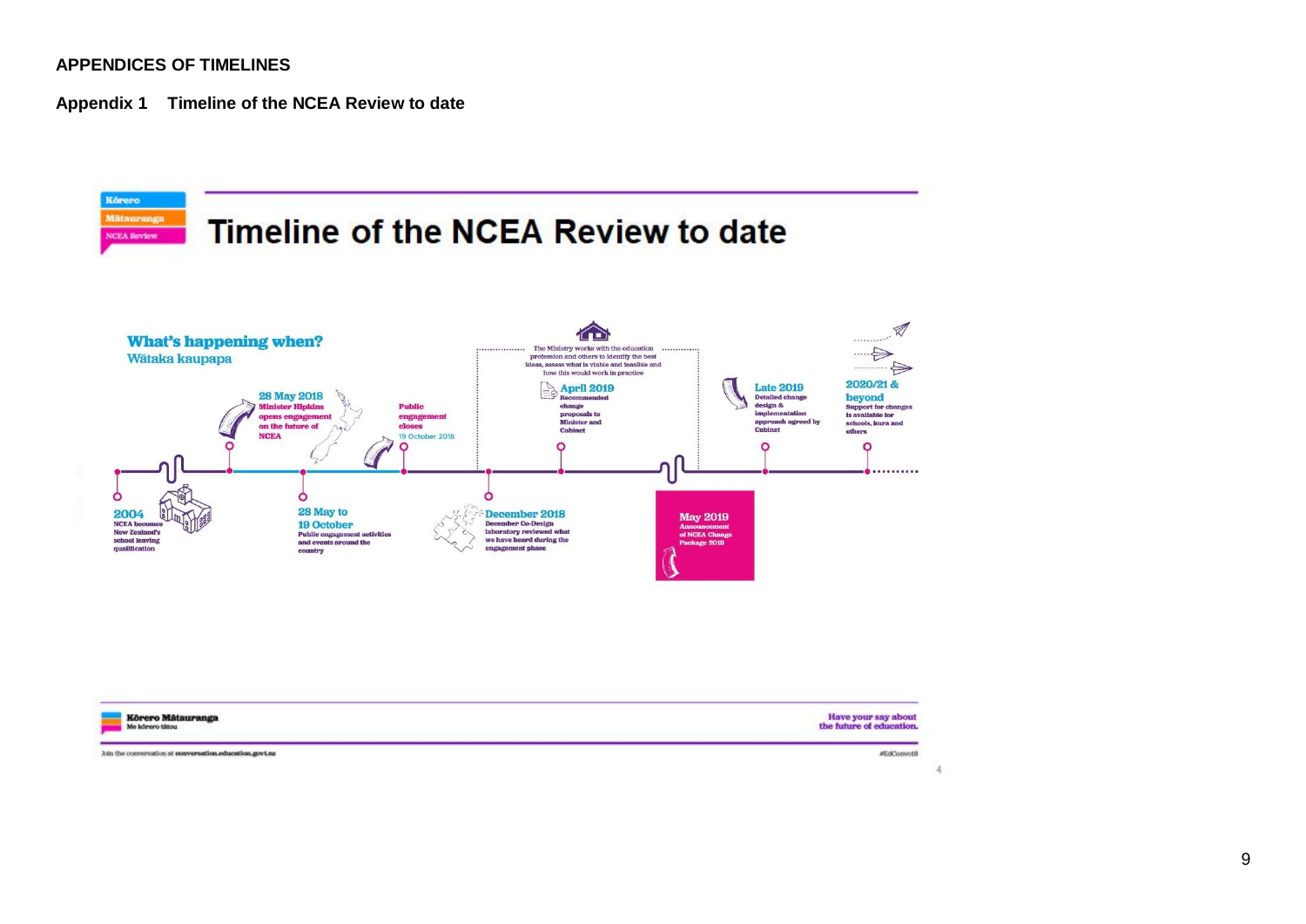## APPENDICES OF TIMELINES

### Appendix 1 Timeline of the NCEA Review to date

Kōrero Mātauranga

NCEA Review

# Timeline of the NCEA Review to date

**What's happening when?**
Wātaka kaupapa

**2004**
NCEA becomes New Zealand's school leaving qualification

**28 May 2018**
Minister Hipkins opens engagement on the future of NCEA

**28 May to 19 October**
Public engagement activities and events around the country

**Public engagement closes**
19 October 2018

The Ministry works with the education profession and others to identify the best ideas, assess what is viable and feasible and how this would work in practice

**December 2018**
December Co-Design laboratory reviewed what we have heard during the engagement phase

**April 2019**
Recommended change proposals to Minister and Cabinet

**May 2019**
Announcement of NCEA Change Package 2019

**Late 2019**
Detailed change design & implementation approach agreed by Cabinet

**2020/21 & beyond**
Support for changes is available for schools, kura and others

Kōrero Mātauranga
Me kōrero tātou

Have your say about the future of education.

Join the conversation at conversation.education.govt.nz

#EdConvo18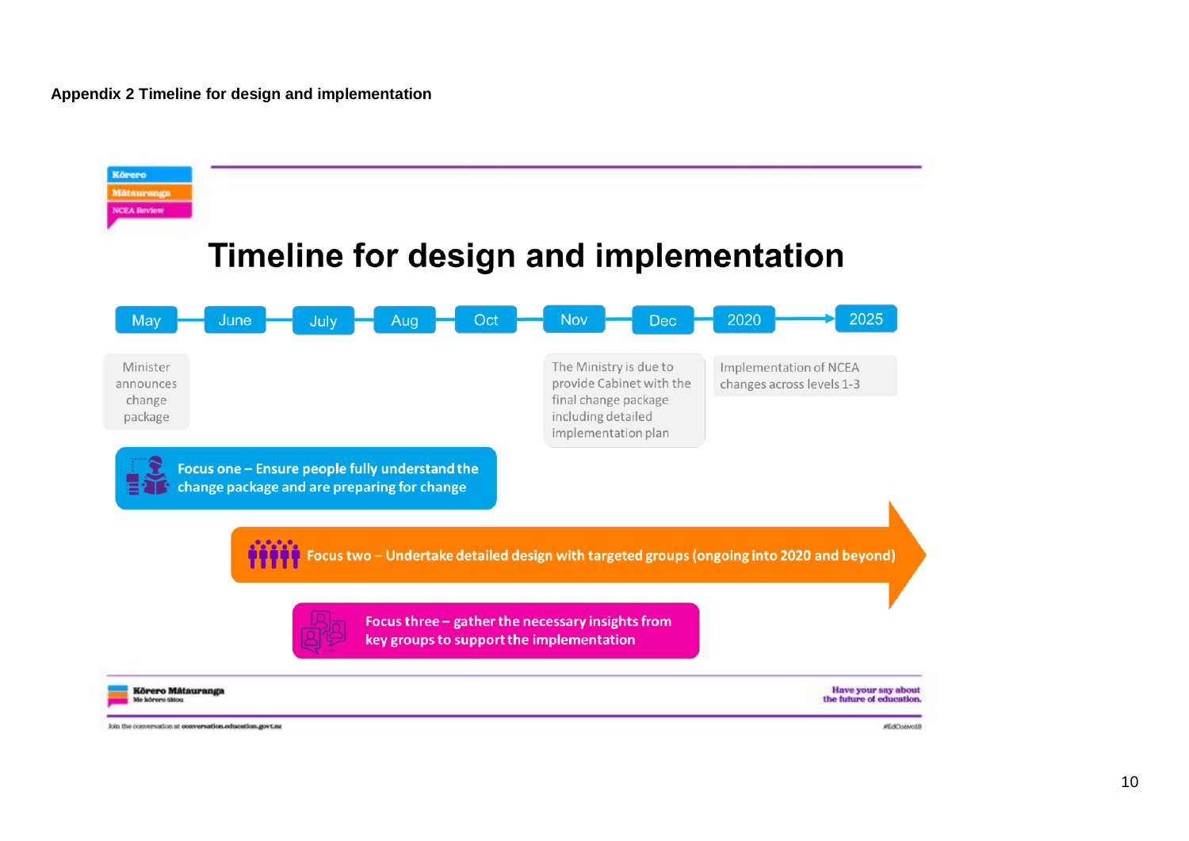**Appendix 2 Timeline for design and implementation**

Kōrero Mātauranga
NCEA Review

# Timeline for design and implementation

May → June → July → Aug → Oct → Nov → Dec → 2020 → 2025

- **May:** Minister announces change package
- **Nov:** The Ministry is due to provide Cabinet with the final change package including detailed implementation plan
- **2020:** Implementation of NCEA changes across levels 1-3

**Focus one – Ensure people fully understand the change package and are preparing for change**

**Focus two – Undertake detailed design with targeted groups (ongoing into 2020 and beyond)**

**Focus three – gather the necessary insights from key groups to support the implementation**

Kōrero Mātauranga
Me kōrero tātou

Have your say about the future of education.

Join the conversation at conversation.education.govt.nz

#EdConvo18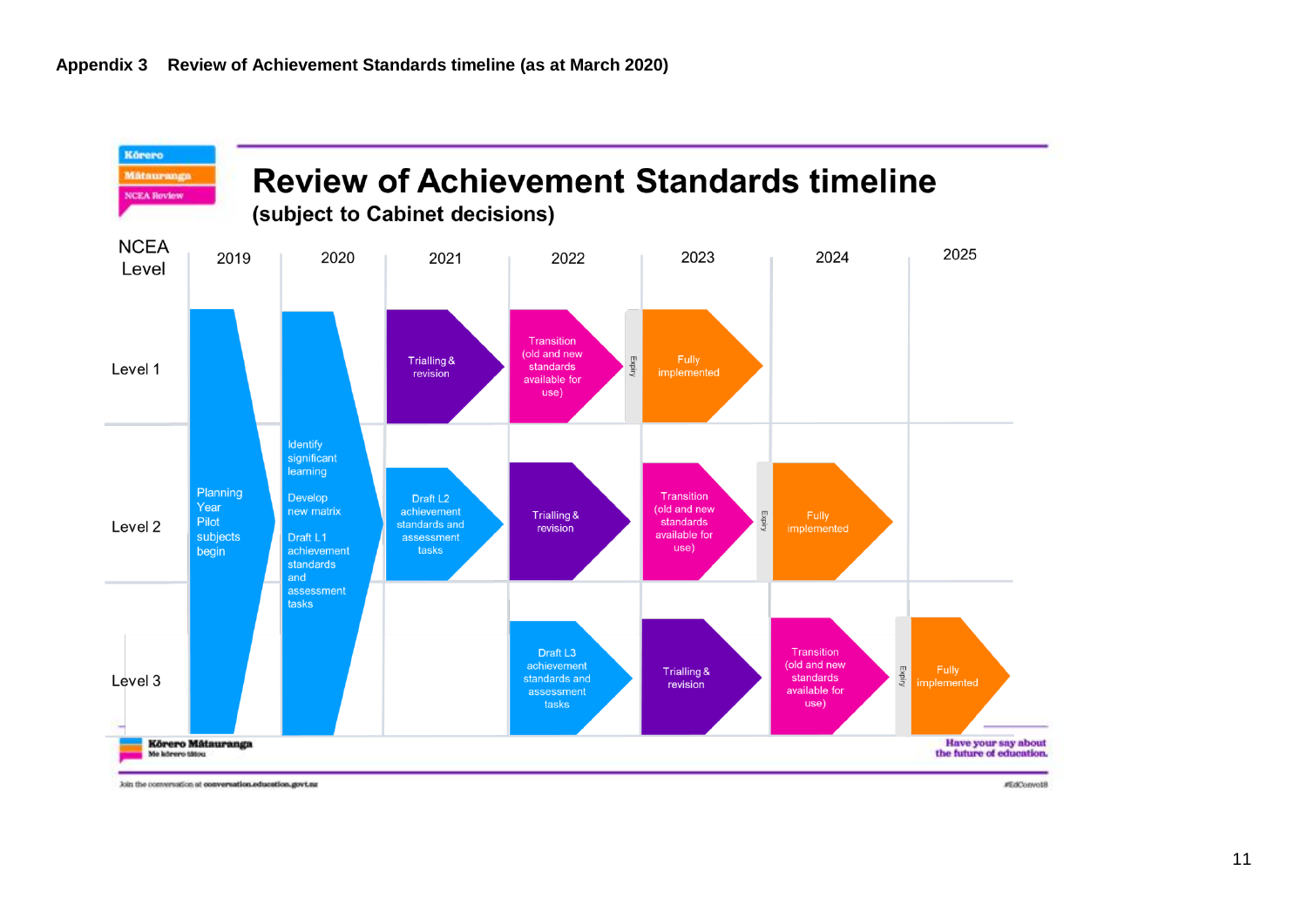**Appendix 3 Review of Achievement Standards timeline (as at March 2020)**

Kōrero Mātauranga

NCEA Review

# Review of Achievement Standards timeline

## (subject to Cabinet decisions)

| NCEA Level | 2019 | 2020 | 2021 | 2022 | 2023 | 2024 | 2025 |
|---|---|---|---|---|---|---|---|
| Level 1 | Planning Year Pilot subjects begin | Identify significant learning; Develop new matrix; Draft L1 achievement standards and assessment tasks | Trialling & revision | Transition (old and new standards available for use) | Expiry; Fully implemented | | |
| Level 2 | | | Draft L2 achievement standards and assessment tasks | Trialling & revision | Transition (old and new standards available for use) | Expiry; Fully implemented | |
| Level 3 | | | | Draft L3 achievement standards and assessment tasks | Trialling & revision | Transition (old and new standards available for use) | Expiry; Fully implemented |

Kōrero Mātauranga
Me kōrero tātou

Have your say about the future of education.

Join the conversation at conversation.education.govt.nz

#EdConvo18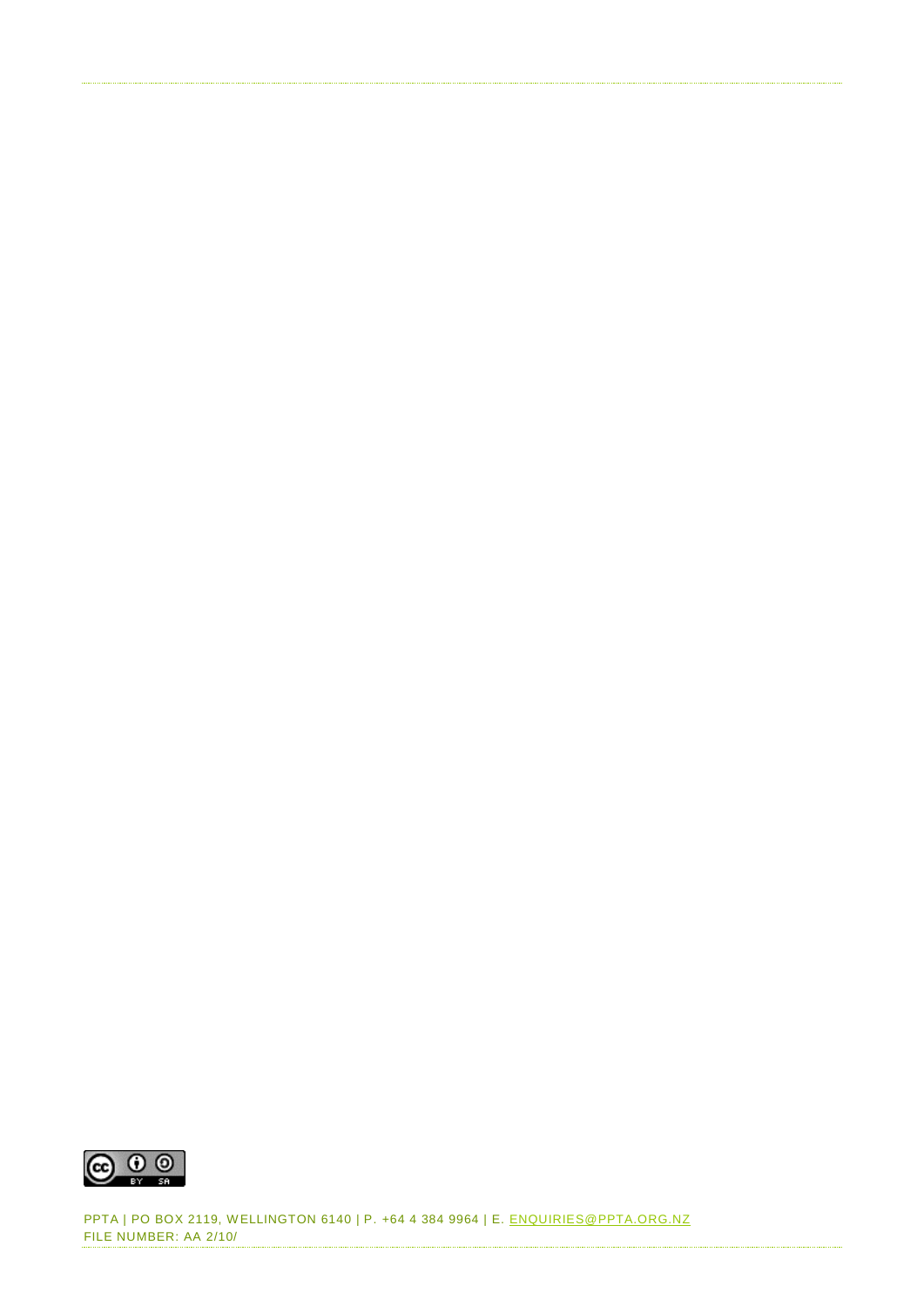PPTA | PO BOX 2119, WELLINGTON 6140 | P. +64 4 384 9964 | E. ENQUIRIES@PPTA.ORG.NZ
FILE NUMBER: AA 2/10/